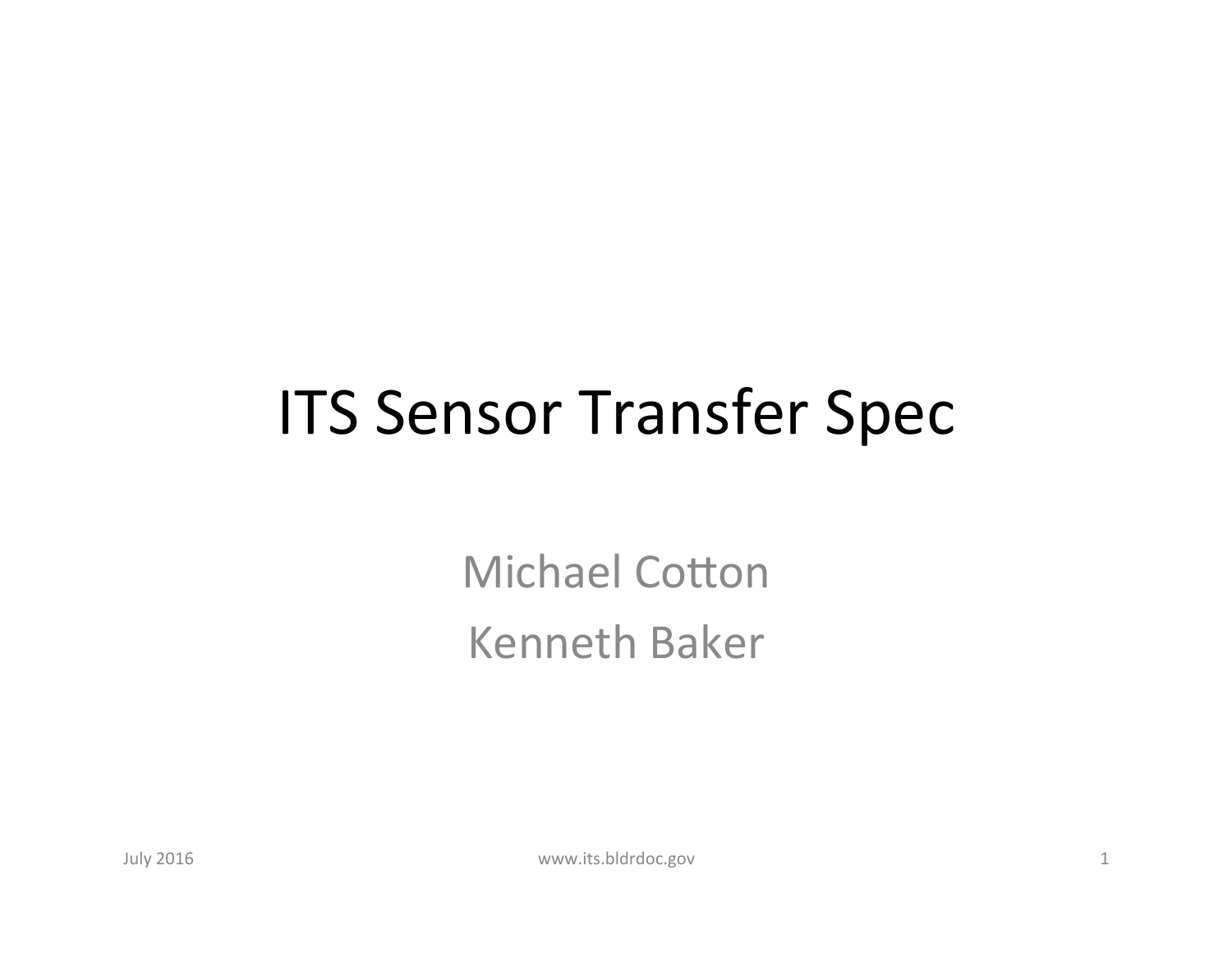# ITS Sensor Transfer Spec

Michael Cotton

Kenneth Baker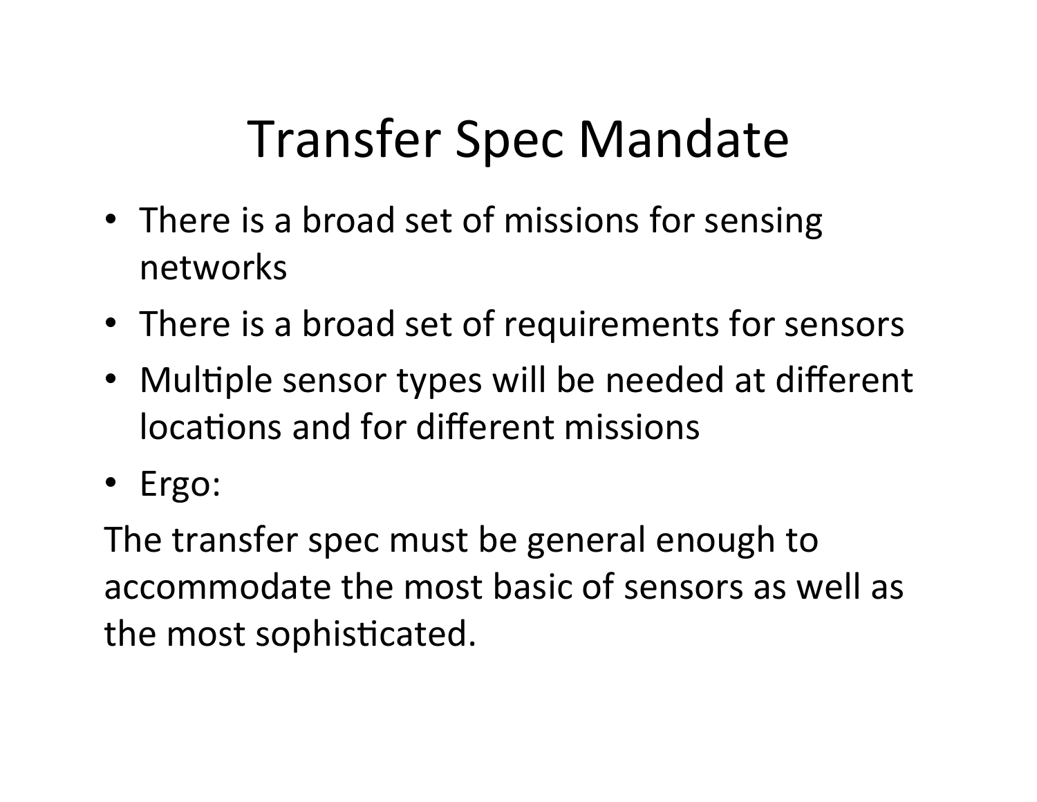# Transfer Spec Mandate

- There is a broad set of missions for sensing networks
- There is a broad set of requirements for sensors
- Multiple sensor types will be needed at different locations and for different missions
- Ergo:

The transfer spec must be general enough to accommodate the most basic of sensors as well as the most sophisticated.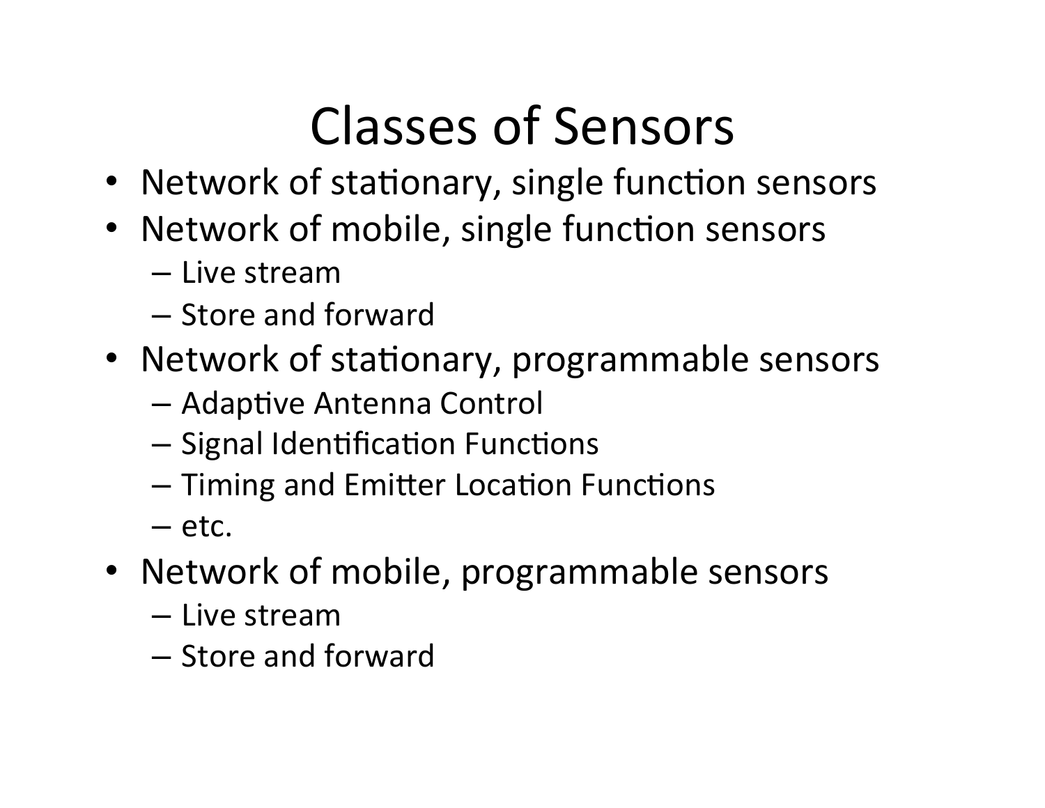# Classes of Sensors

- Network of stationary, single function sensors
- Network of mobile, single function sensors
  - Live stream
  - Store and forward
- Network of stationary, programmable sensors
  - Adaptive Antenna Control
  - Signal Identification Functions
  - Timing and Emitter Location Functions
  - etc.
- Network of mobile, programmable sensors
  - Live stream
  - Store and forward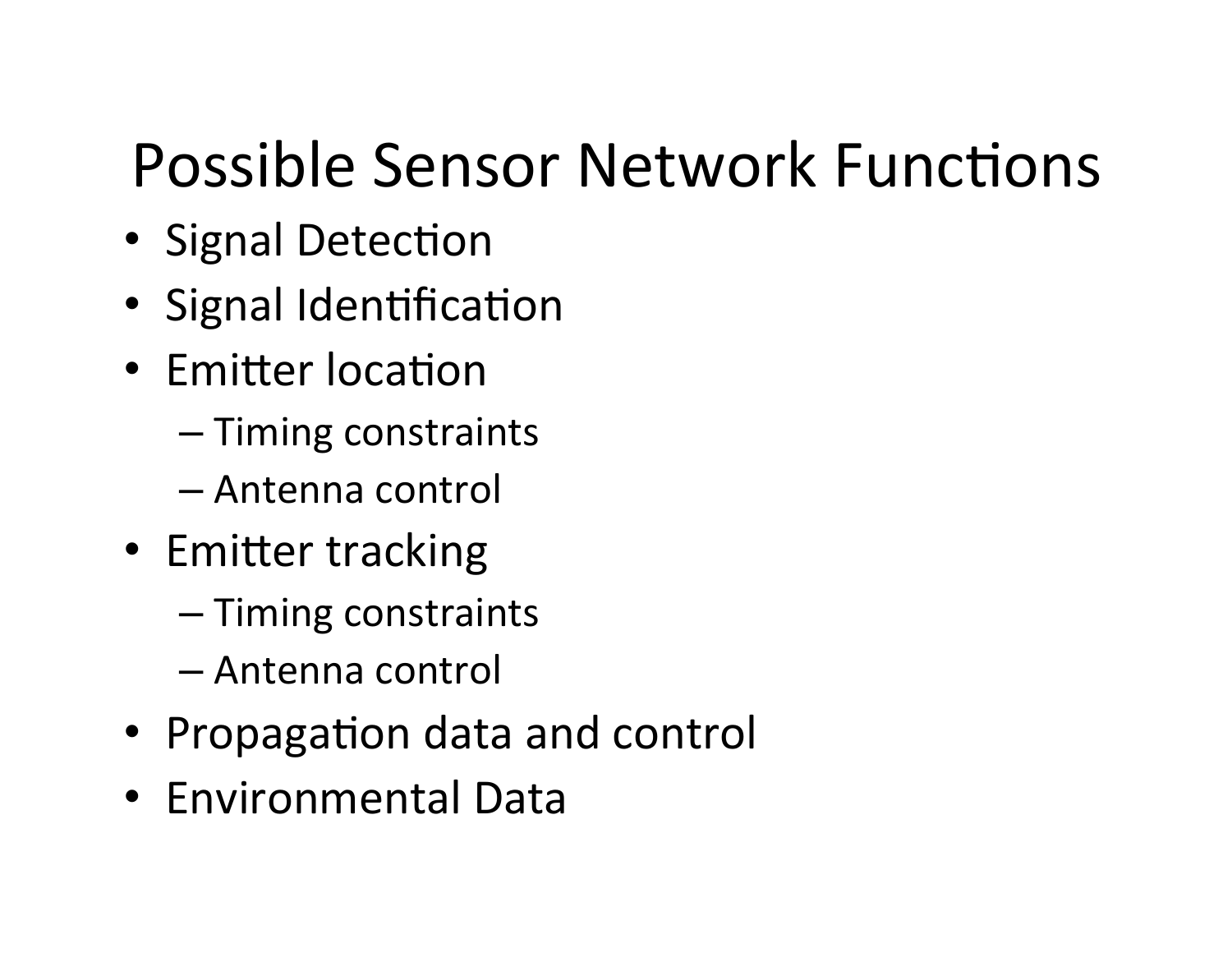# Possible Sensor Network Functions

- Signal Detection
- Signal Identification
- Emitter location
  - Timing constraints
  - Antenna control
- Emitter tracking
  - Timing constraints
  - Antenna control
- Propagation data and control
- Environmental Data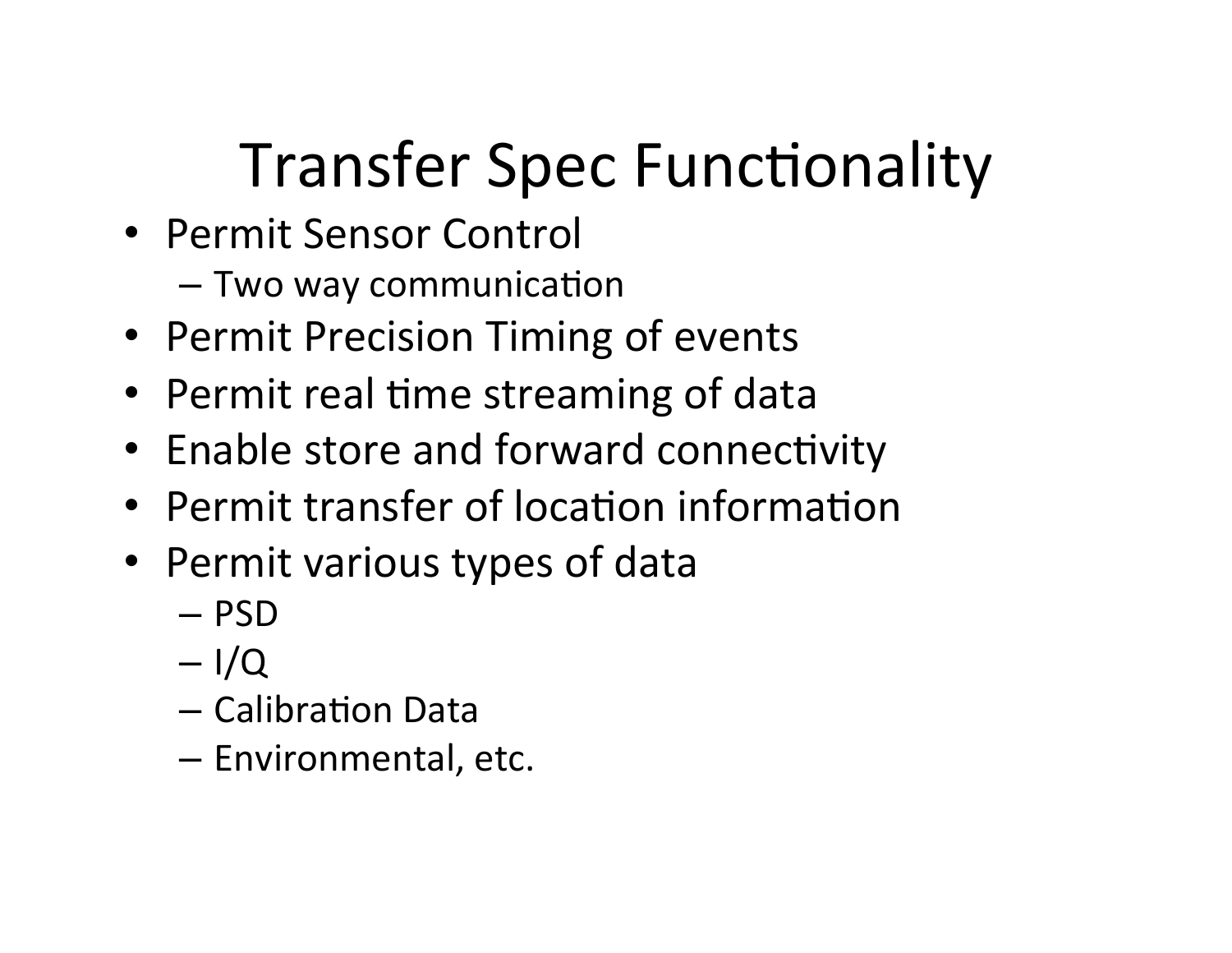# Transfer Spec Functionality

- Permit Sensor Control
  - Two way communication
- Permit Precision Timing of events
- Permit real time streaming of data
- Enable store and forward connectivity
- Permit transfer of location information
- Permit various types of data
  - PSD
  - I/Q
  - Calibration Data
  - Environmental, etc.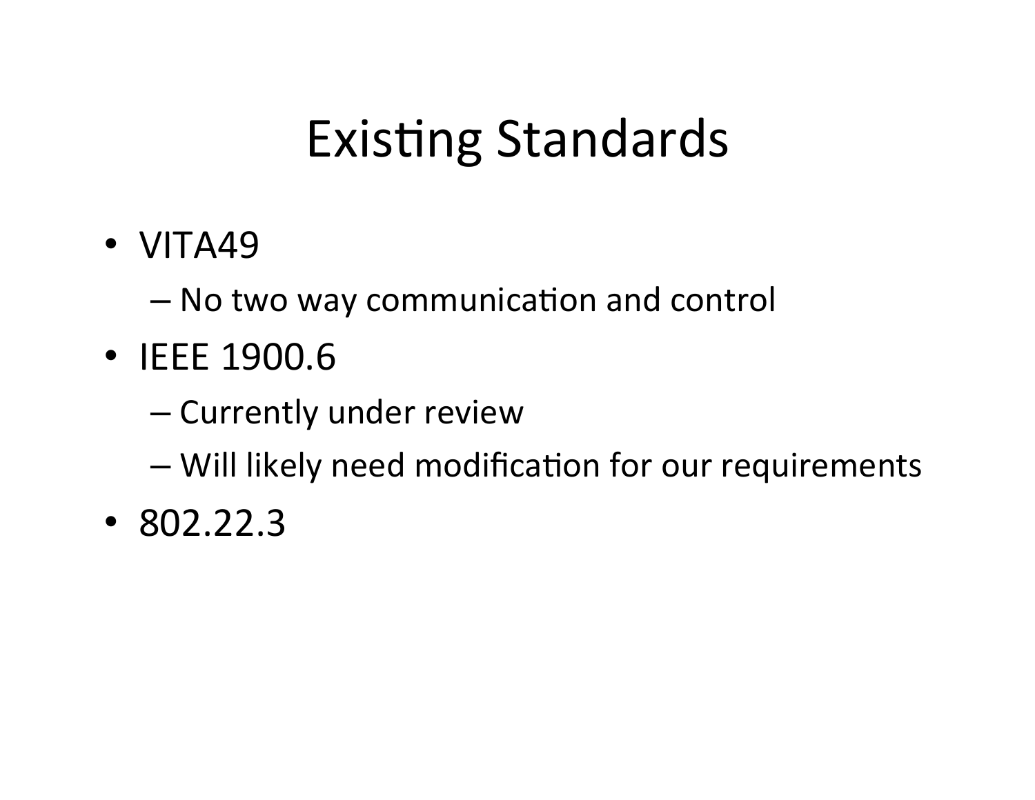# Existing Standards

- VITA49
  - No two way communication and control
- IEEE 1900.6
  - Currently under review
  - Will likely need modification for our requirements
- 802.22.3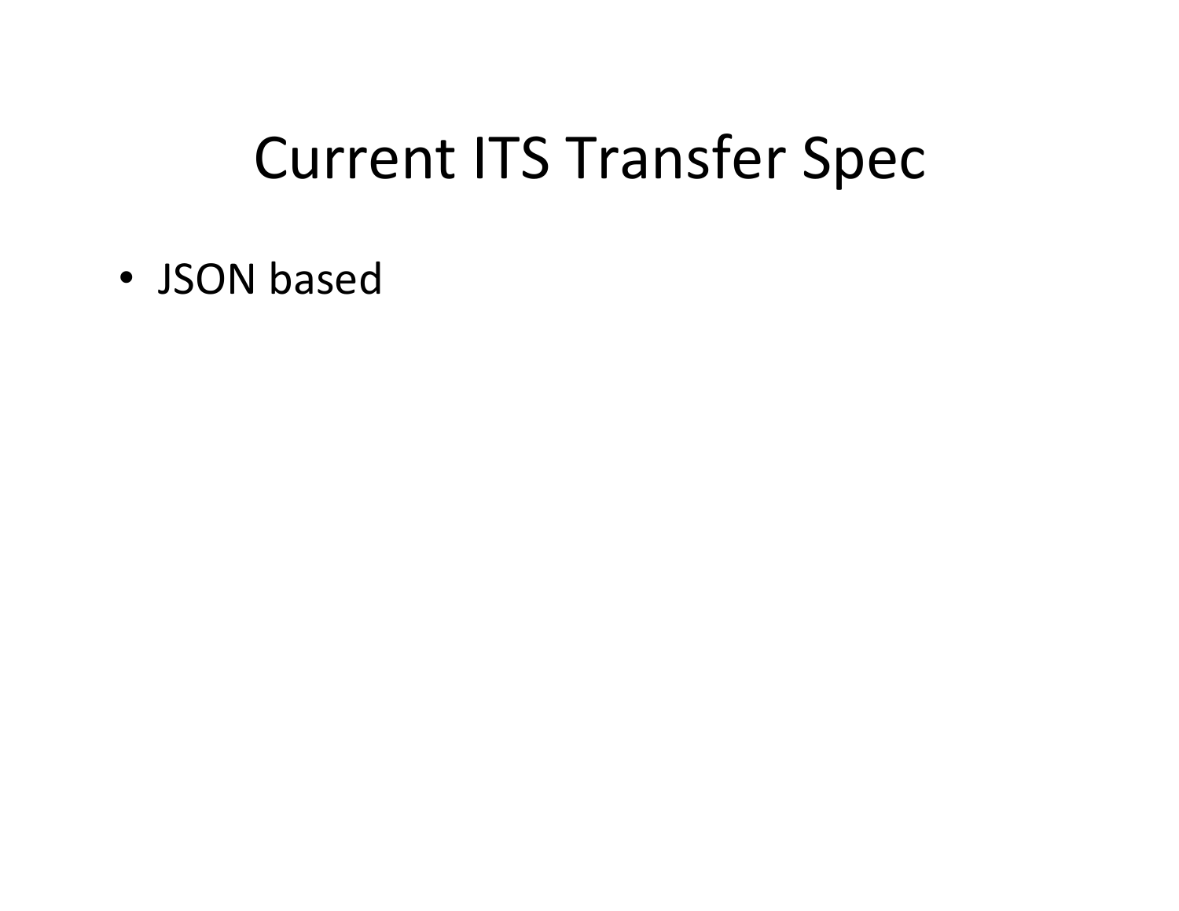# Current ITS Transfer Spec

- JSON based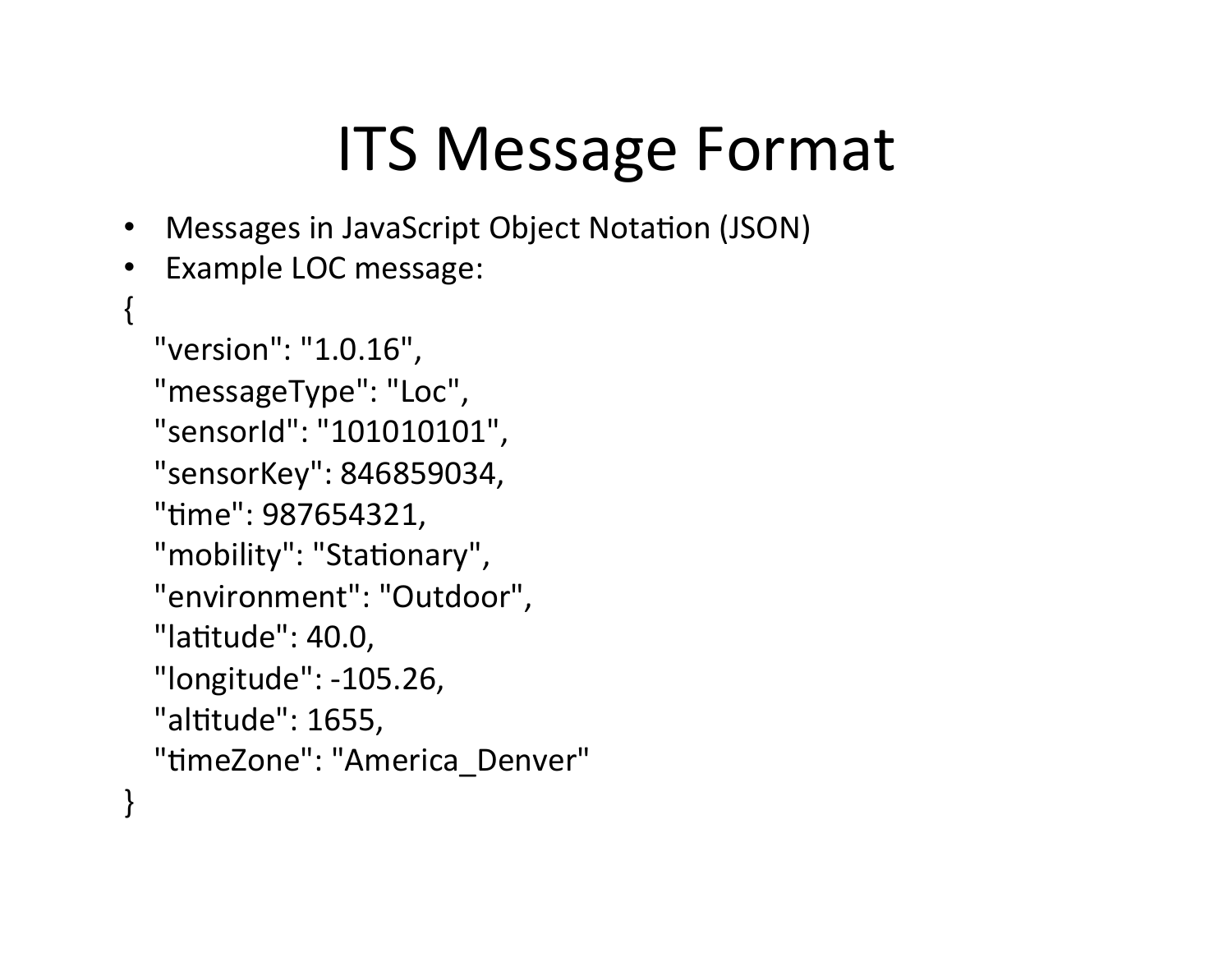# ITS Message Format

- Messages in JavaScript Object Notation (JSON)
- Example LOC message:

```
{
   "version": "1.0.16",
   "messageType": "Loc",
   "sensorId": "101010101",
   "sensorKey": 846859034,
   "time": 987654321,
   "mobility": "Stationary",
   "environment": "Outdoor",
   "latitude": 40.0,
   "longitude": -105.26,
   "altitude": 1655,
   "timeZone": "America_Denver"
}
```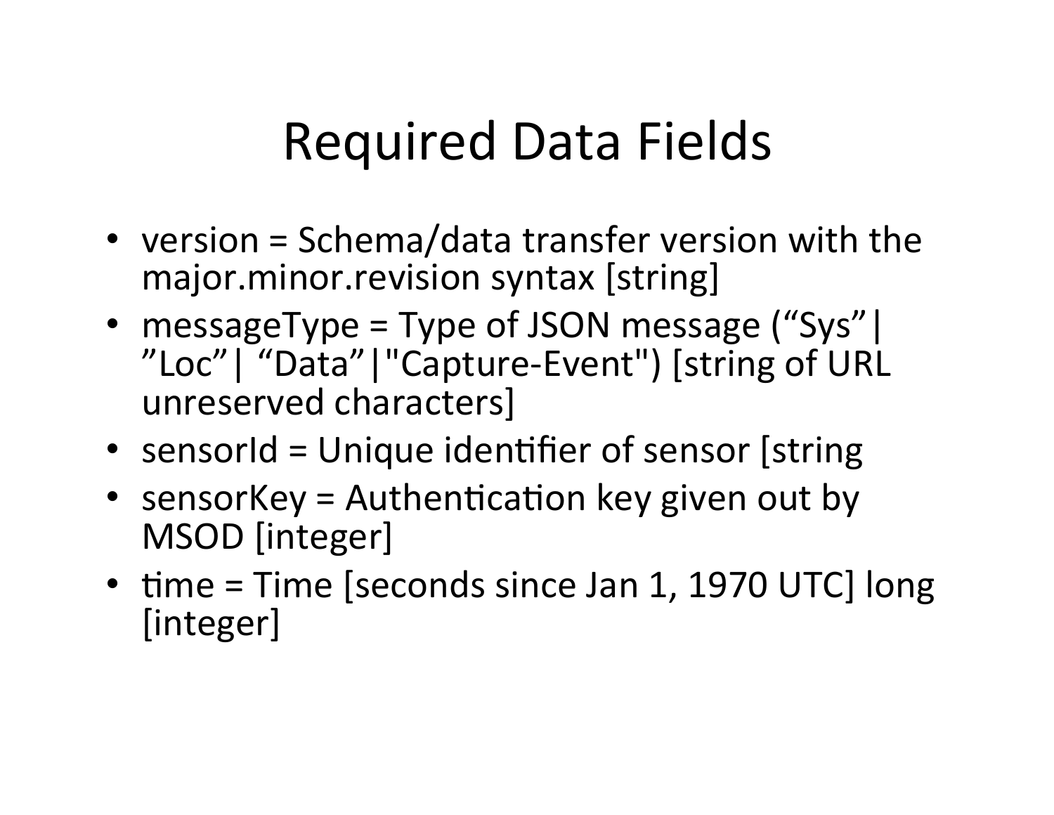# Required Data Fields

- version = Schema/data transfer version with the major.minor.revision syntax [string]
- messageType = Type of JSON message (“Sys”| ”Loc”| “Data”|"Capture-Event") [string of URL unreserved characters]
- sensorId = Unique identifier of sensor [string
- sensorKey = Authentication key given out by MSOD [integer]
- time = Time [seconds since Jan 1, 1970 UTC] long [integer]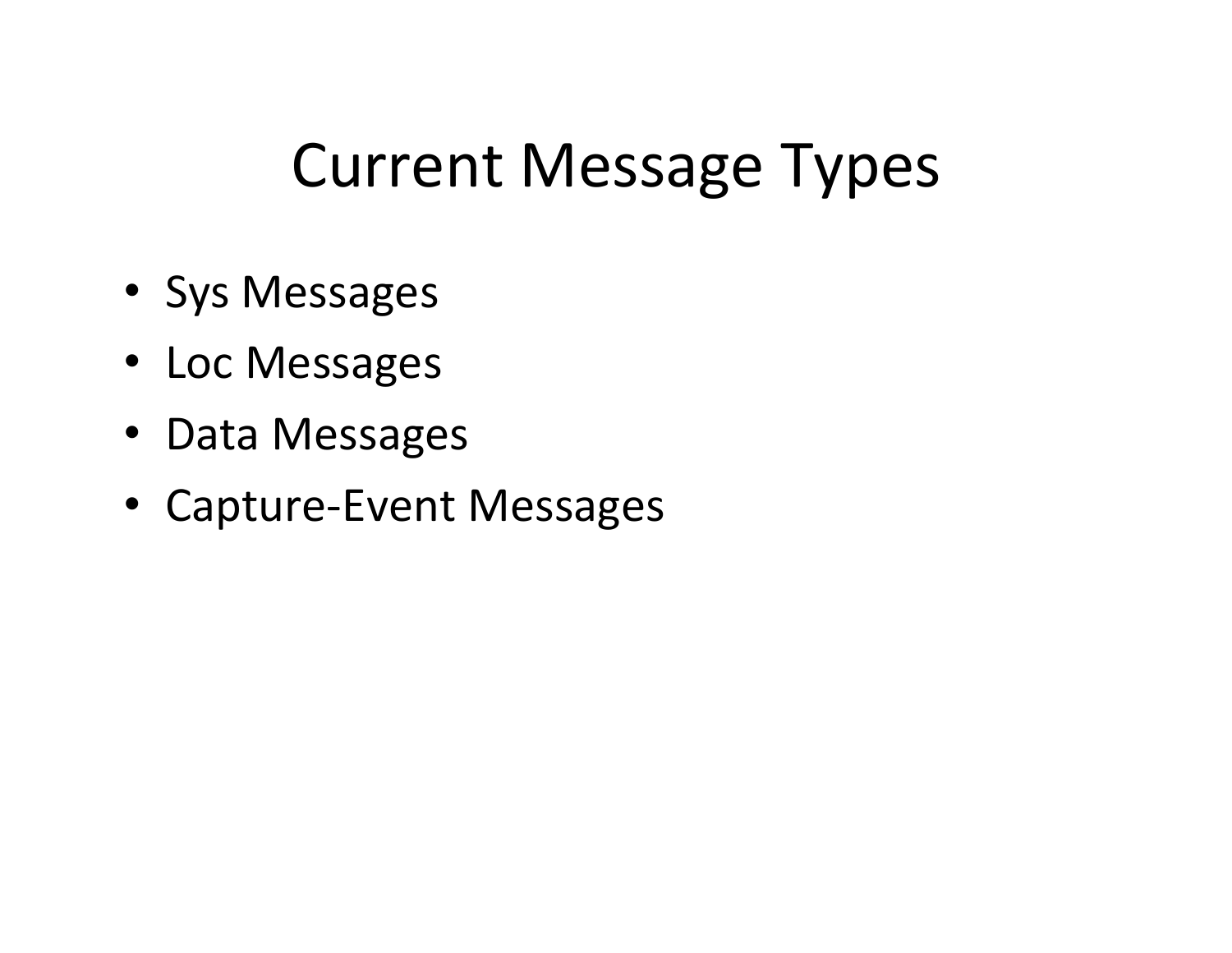# Current Message Types

- Sys Messages
- Loc Messages
- Data Messages
- Capture-Event Messages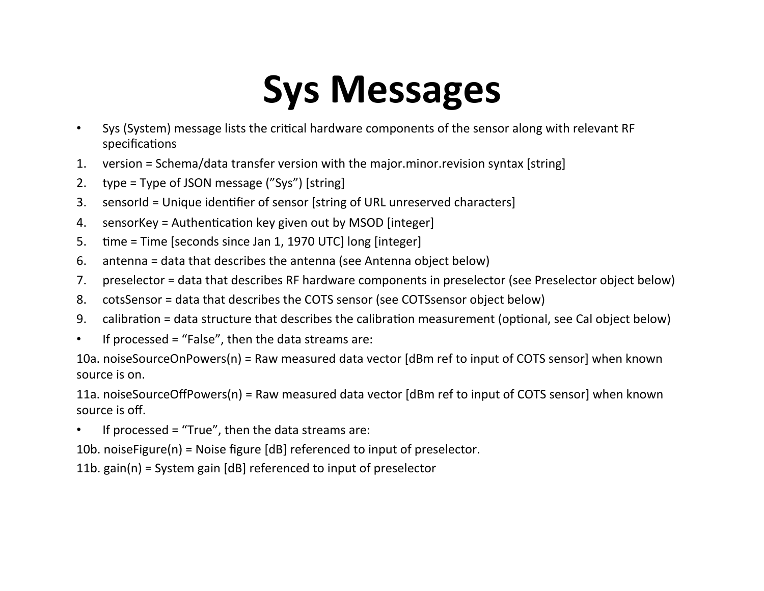# Sys Messages

- Sys (System) message lists the critical hardware components of the sensor along with relevant RF specifications

1. version = Schema/data transfer version with the major.minor.revision syntax [string]
2. type = Type of JSON message (”Sys”) [string]
3. sensorId = Unique identifier of sensor [string of URL unreserved characters]
4. sensorKey = Authentication key given out by MSOD [integer]
5. time = Time [seconds since Jan 1, 1970 UTC] long [integer]
6. antenna = data that describes the antenna (see Antenna object below)
7. preselector = data that describes RF hardware components in preselector (see Preselector object below)
8. cotsSensor = data that describes the COTS sensor (see COTSsensor object below)
9. calibration = data structure that describes the calibration measurement (optional, see Cal object below)

- If processed = “False”, then the data streams are:

10a. noiseSourceOnPowers(n) = Raw measured data vector [dBm ref to input of COTS sensor] when known source is on.

11a. noiseSourceOffPowers(n) = Raw measured data vector [dBm ref to input of COTS sensor] when known source is off.

- If processed = “True”, then the data streams are:

10b. noiseFigure(n) = Noise figure [dB] referenced to input of preselector.

11b. gain(n) = System gain [dB] referenced to input of preselector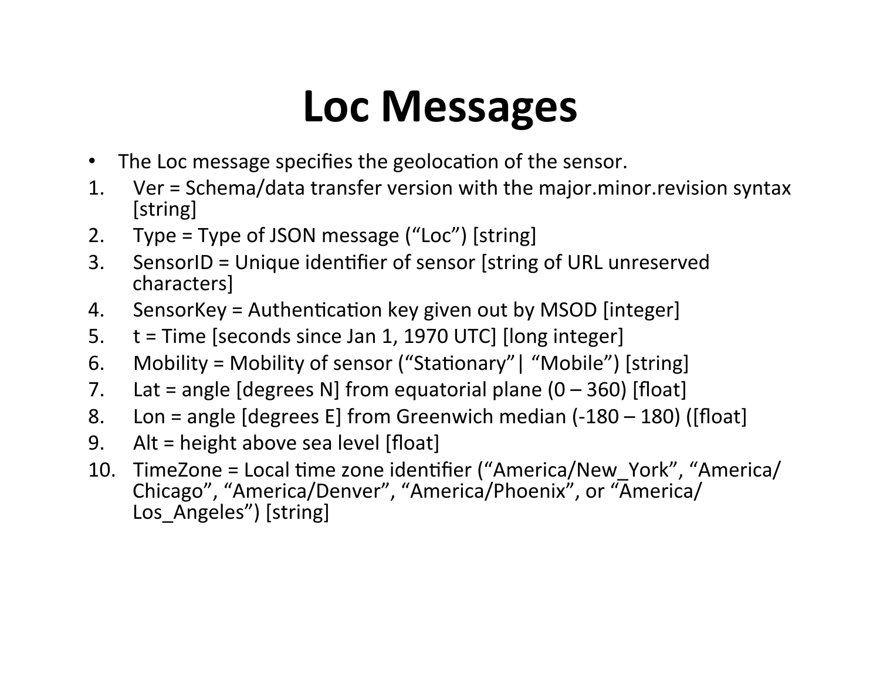# Loc Messages

- The Loc message specifies the geolocation of the sensor.

1. Ver = Schema/data transfer version with the major.minor.revision syntax [string]
2. Type = Type of JSON message ("Loc") [string]
3. SensorID = Unique identifier of sensor [string of URL unreserved characters]
4. SensorKey = Authentication key given out by MSOD [integer]
5. t = Time [seconds since Jan 1, 1970 UTC] [long integer]
6. Mobility = Mobility of sensor ("Stationary"| "Mobile") [string]
7. Lat = angle [degrees N] from equatorial plane (0 – 360) [float]
8. Lon = angle [degrees E] from Greenwich median (-180 – 180) ([float]
9. Alt = height above sea level [float]
10. TimeZone = Local time zone identifier ("America/New_York", "America/Chicago", "America/Denver", "America/Phoenix", or "America/Los_Angeles") [string]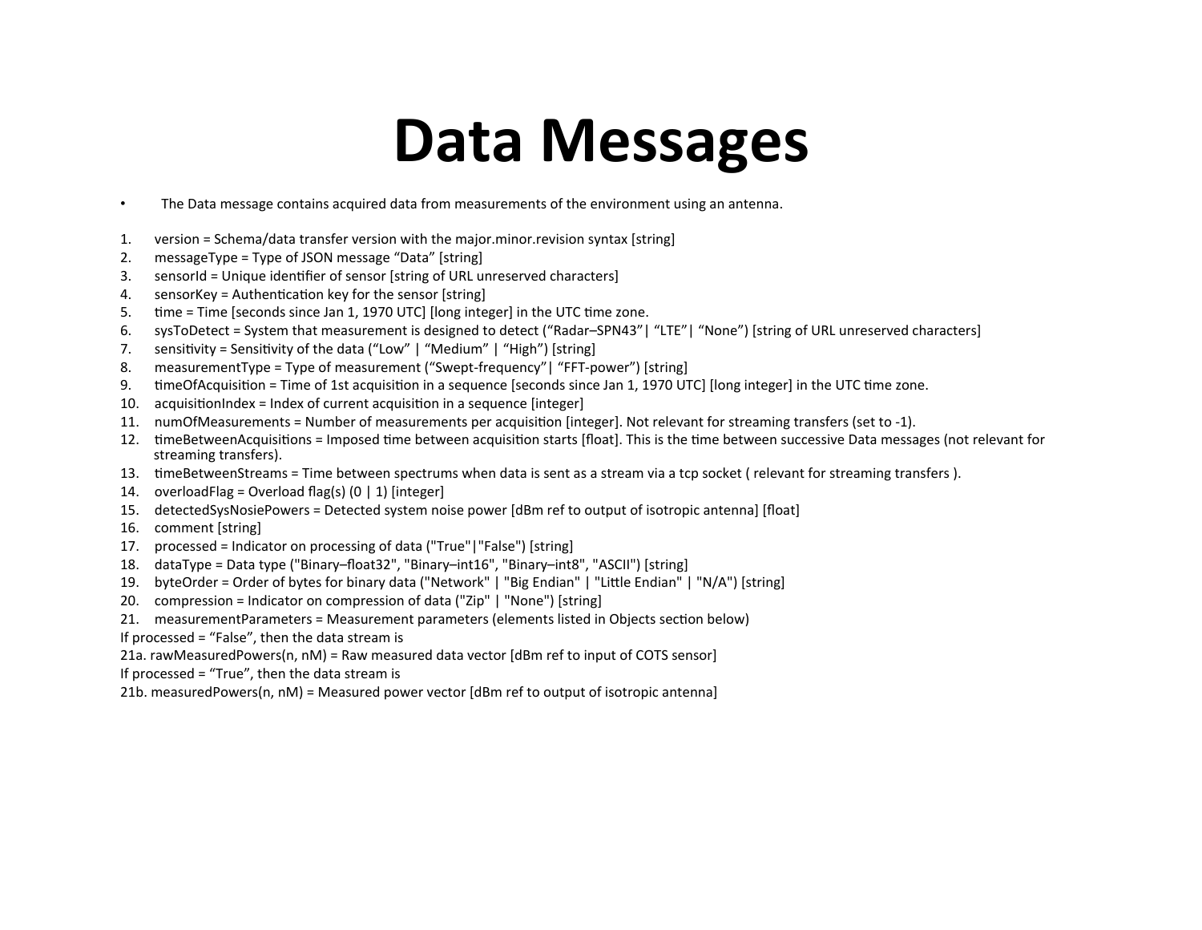# Data Messages

- The Data message contains acquired data from measurements of the environment using an antenna.

1. version = Schema/data transfer version with the major.minor.revision syntax [string]
2. messageType = Type of JSON message “Data” [string]
3. sensorId = Unique identifier of sensor [string of URL unreserved characters]
4. sensorKey = Authentication key for the sensor [string]
5. time = Time [seconds since Jan 1, 1970 UTC] [long integer] in the UTC time zone.
6. sysToDetect = System that measurement is designed to detect (“Radar–SPN43”| “LTE”| “None”) [string of URL unreserved characters]
7. sensitivity = Sensitivity of the data (“Low” | “Medium” | “High”) [string]
8. measurementType = Type of measurement (“Swept-frequency”| “FFT-power”) [string]
9. timeOfAcquisition = Time of 1st acquisition in a sequence [seconds since Jan 1, 1970 UTC] [long integer] in the UTC time zone.
10. acquisitionIndex = Index of current acquisition in a sequence [integer]
11. numOfMeasurements = Number of measurements per acquisition [integer]. Not relevant for streaming transfers (set to -1).
12. timeBetweenAcquisitions = Imposed time between acquisition starts [float]. This is the time between successive Data messages (not relevant for streaming transfers).
13. timeBetweenStreams = Time between spectrums when data is sent as a stream via a tcp socket ( relevant for streaming transfers ).
14. overloadFlag = Overload flag(s) (0 | 1) [integer]
15. detectedSysNosiePowers = Detected system noise power [dBm ref to output of isotropic antenna] [float]
16. comment [string]
17. processed = Indicator on processing of data ("True"|"False") [string]
18. dataType = Data type ("Binary–float32", "Binary–int16", "Binary–int8", "ASCII") [string]
19. byteOrder = Order of bytes for binary data ("Network" | "Big Endian" | "Little Endian" | "N/A") [string]
20. compression = Indicator on compression of data ("Zip" | "None") [string]
21. measurementParameters = Measurement parameters (elements listed in Objects section below)

If processed = “False”, then the data stream is

21a. rawMeasuredPowers(n, nM) = Raw measured data vector [dBm ref to input of COTS sensor]

If processed = “True”, then the data stream is

21b. measuredPowers(n, nM) = Measured power vector [dBm ref to output of isotropic antenna]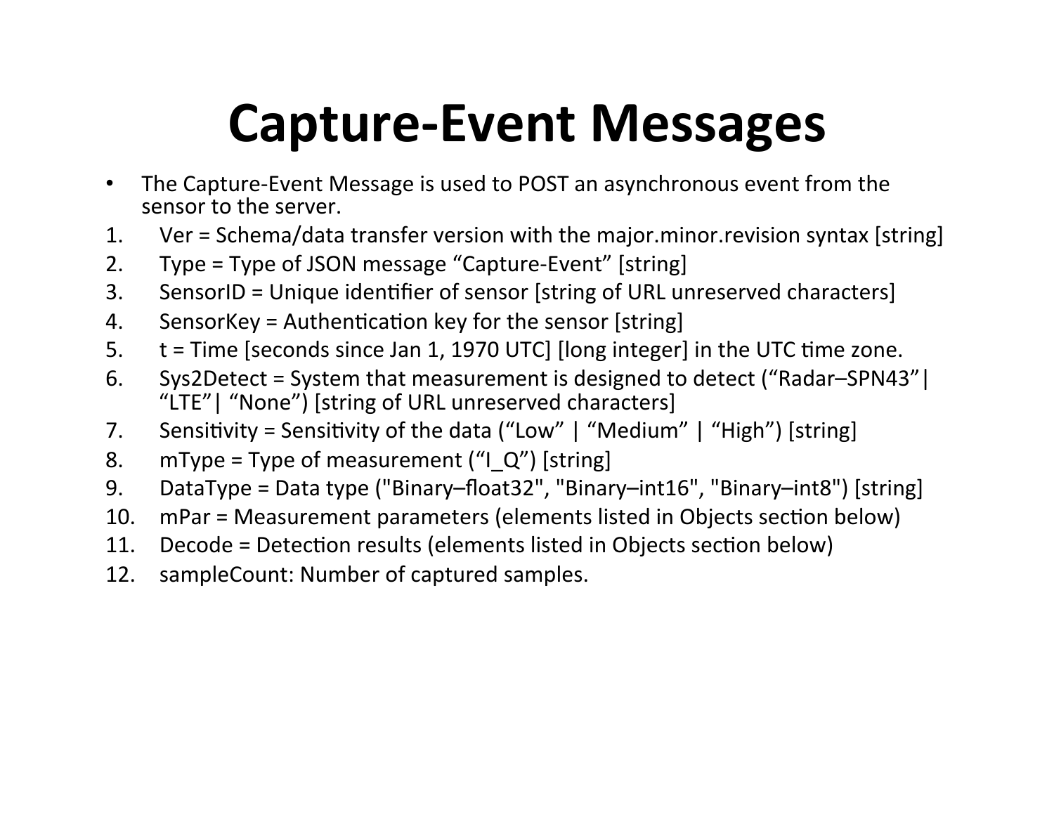# Capture-Event Messages

- The Capture-Event Message is used to POST an asynchronous event from the sensor to the server.

1. Ver = Schema/data transfer version with the major.minor.revision syntax [string]
2. Type = Type of JSON message “Capture-Event” [string]
3. SensorID = Unique identifier of sensor [string of URL unreserved characters]
4. SensorKey = Authentication key for the sensor [string]
5. t = Time [seconds since Jan 1, 1970 UTC] [long integer] in the UTC time zone.
6. Sys2Detect = System that measurement is designed to detect (“Radar–SPN43”| “LTE”| “None”) [string of URL unreserved characters]
7. Sensitivity = Sensitivity of the data (“Low” | “Medium” | “High”) [string]
8. mType = Type of measurement (“I_Q”) [string]
9. DataType = Data type ("Binary–float32", "Binary–int16", "Binary–int8") [string]
10. mPar = Measurement parameters (elements listed in Objects section below)
11. Decode = Detection results (elements listed in Objects section below)
12. sampleCount: Number of captured samples.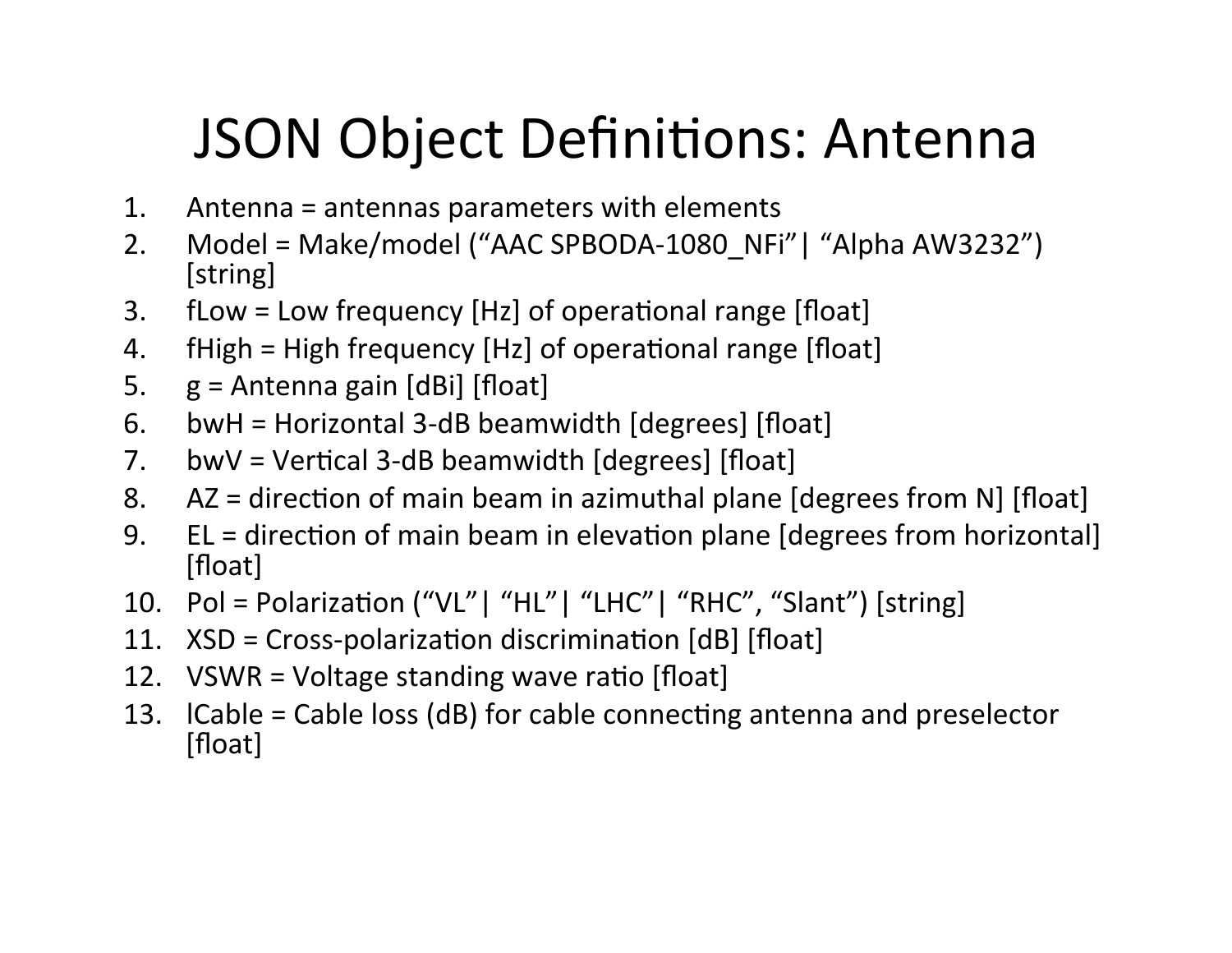# JSON Object Definitions: Antenna

1. Antenna = antennas parameters with elements
2. Model = Make/model (“AAC SPBODA-1080_NFi”| “Alpha AW3232”) [string]
3. fLow = Low frequency [Hz] of operational range [float]
4. fHigh = High frequency [Hz] of operational range [float]
5. g = Antenna gain [dBi] [float]
6. bwH = Horizontal 3-dB beamwidth [degrees] [float]
7. bwV = Vertical 3-dB beamwidth [degrees] [float]
8. AZ = direction of main beam in azimuthal plane [degrees from N] [float]
9. EL = direction of main beam in elevation plane [degrees from horizontal] [float]
10. Pol = Polarization (“VL”| “HL”| “LHC”| “RHC”, “Slant”) [string]
11. XSD = Cross-polarization discrimination [dB] [float]
12. VSWR = Voltage standing wave ratio [float]
13. lCable = Cable loss (dB) for cable connecting antenna and preselector [float]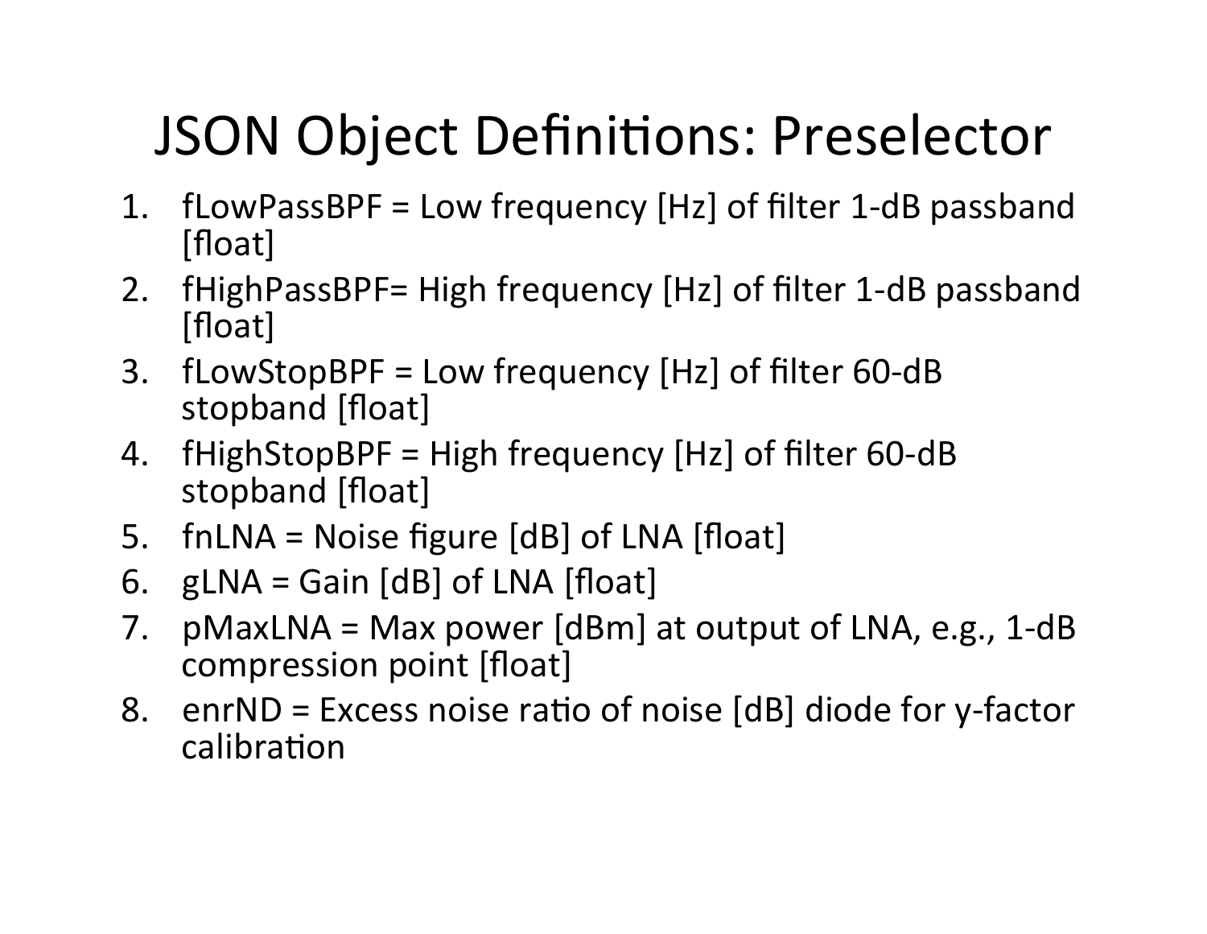# JSON Object Definitions: Preselector

1. fLowPassBPF = Low frequency [Hz] of filter 1-dB passband [float]
2. fHighPassBPF= High frequency [Hz] of filter 1-dB passband [float]
3. fLowStopBPF = Low frequency [Hz] of filter 60-dB stopband [float]
4. fHighStopBPF = High frequency [Hz] of filter 60-dB stopband [float]
5. fnLNA = Noise figure [dB] of LNA [float]
6. gLNA = Gain [dB] of LNA [float]
7. pMaxLNA = Max power [dBm] at output of LNA, e.g., 1-dB compression point [float]
8. enrND = Excess noise ratio of noise [dB] diode for y-factor calibration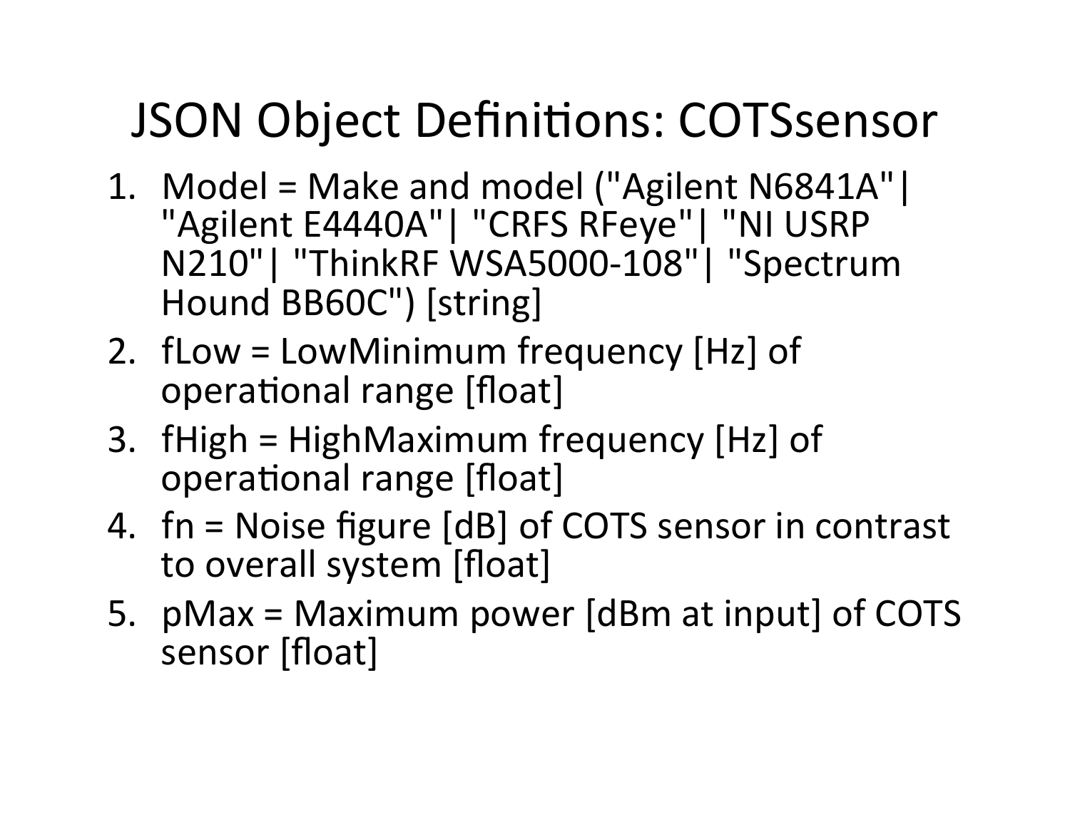# JSON Object Definitions: COTSsensor

1. Model = Make and model ("Agilent N6841A"| "Agilent E4440A"| "CRFS RFeye"| "NI USRP N210"| "ThinkRF WSA5000-108"| "Spectrum Hound BB60C") [string]
2. fLow = LowMinimum frequency [Hz] of operational range [float]
3. fHigh = HighMaximum frequency [Hz] of operational range [float]
4. fn = Noise figure [dB] of COTS sensor in contrast to overall system [float]
5. pMax = Maximum power [dBm at input] of COTS sensor [float]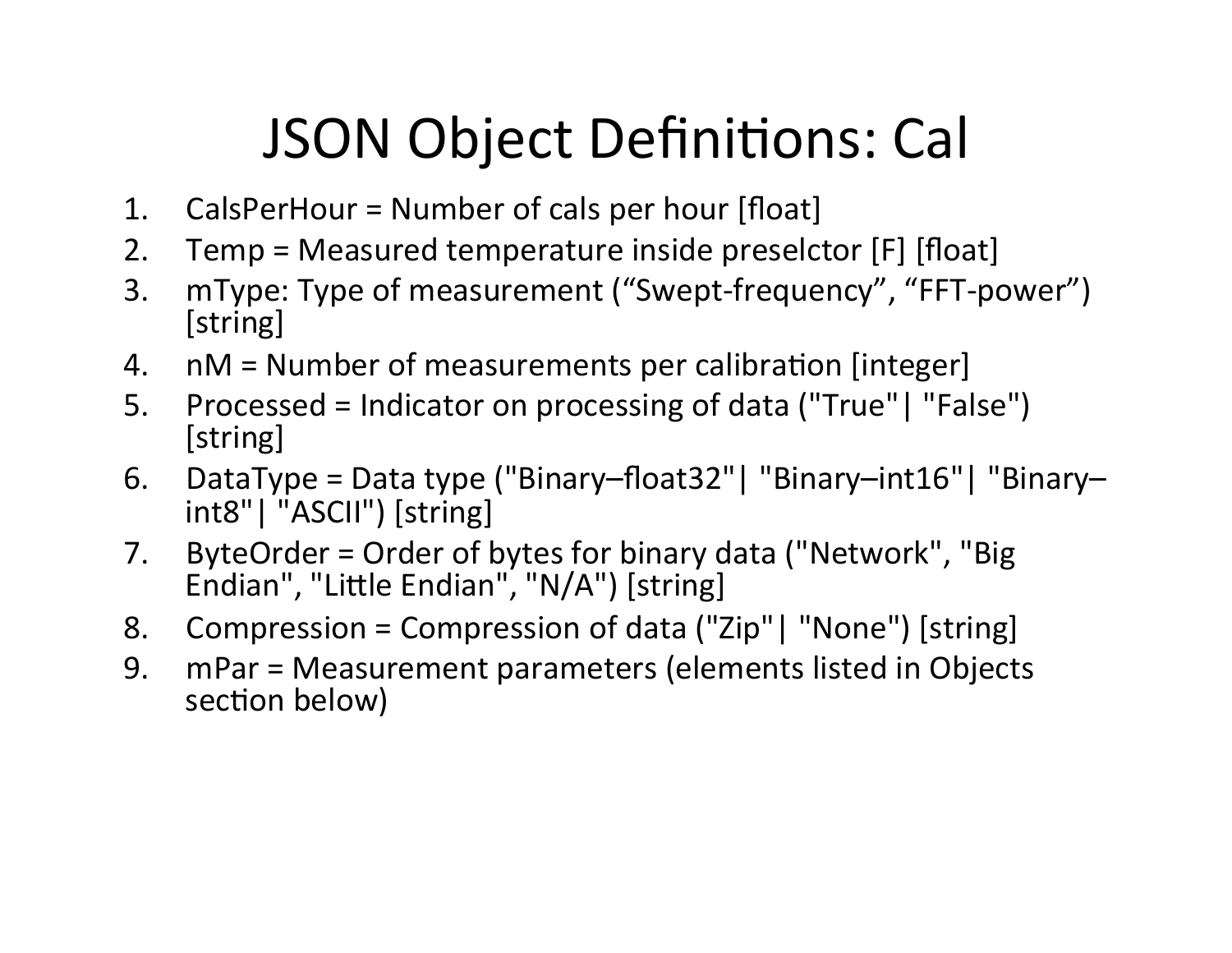# JSON Object Definitions: Cal

1. CalsPerHour = Number of cals per hour [float]
2. Temp = Measured temperature inside preselctor [F] [float]
3. mType: Type of measurement ("Swept-frequency", "FFT-power") [string]
4. nM = Number of measurements per calibration [integer]
5. Processed = Indicator on processing of data ("True"| "False") [string]
6. DataType = Data type ("Binary–float32"| "Binary–int16"| "Binary–int8"| "ASCII") [string]
7. ByteOrder = Order of bytes for binary data ("Network", "Big Endian", "Little Endian", "N/A") [string]
8. Compression = Compression of data ("Zip"| "None") [string]
9. mPar = Measurement parameters (elements listed in Objects section below)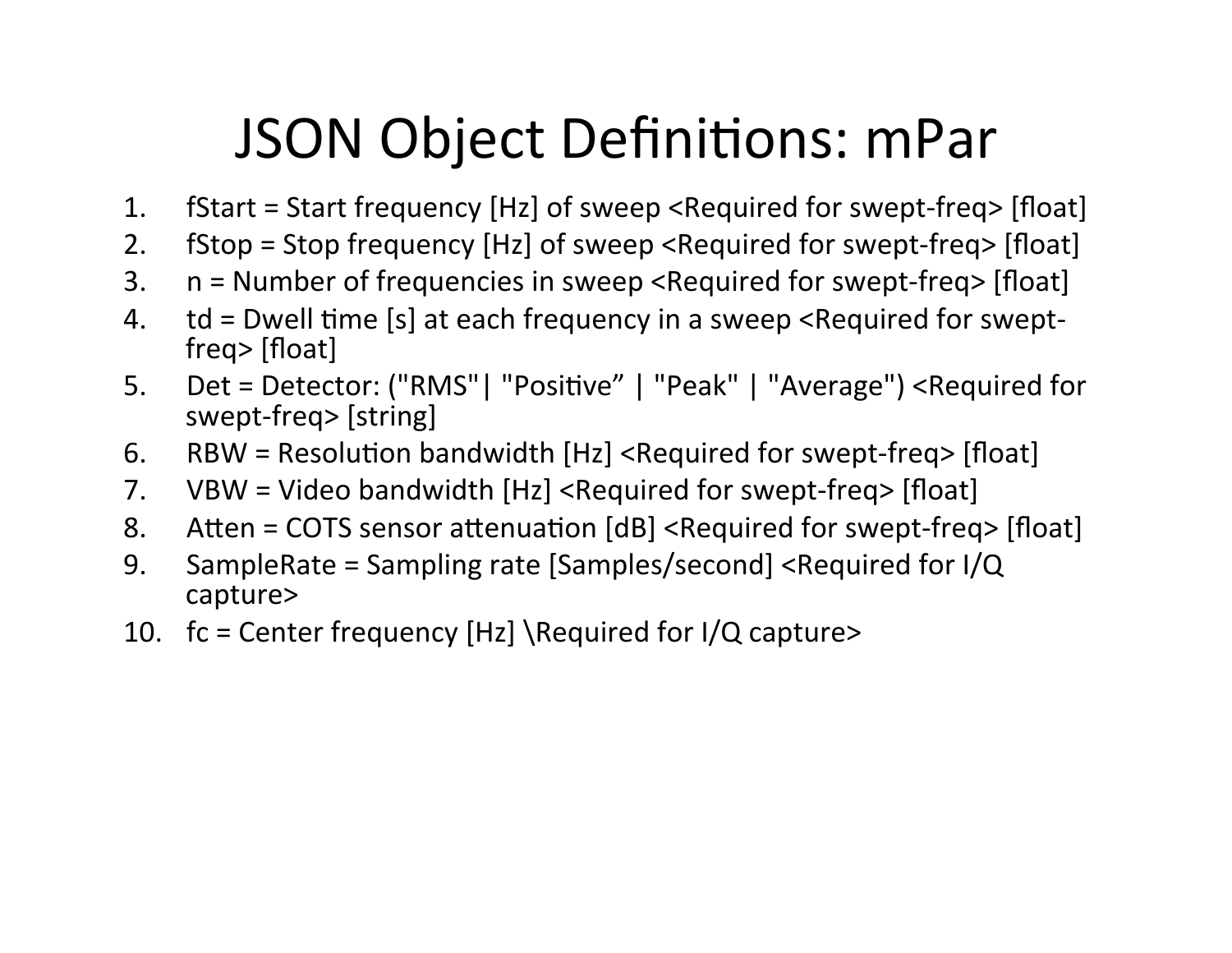# JSON Object Definitions: mPar

1. fStart = Start frequency [Hz] of sweep <Required for swept-freq> [float]
2. fStop = Stop frequency [Hz] of sweep <Required for swept-freq> [float]
3. n = Number of frequencies in sweep <Required for swept-freq> [float]
4. td = Dwell time [s] at each frequency in a sweep <Required for swept-freq> [float]
5. Det = Detector: ("RMS"| "Positive” | "Peak" | "Average") <Required for swept-freq> [string]
6. RBW = Resolution bandwidth [Hz] <Required for swept-freq> [float]
7. VBW = Video bandwidth [Hz] <Required for swept-freq> [float]
8. Atten = COTS sensor attenuation [dB] <Required for swept-freq> [float]
9. SampleRate = Sampling rate [Samples/second] <Required for I/Q capture>
10. fc = Center frequency [Hz] \Required for I/Q capture>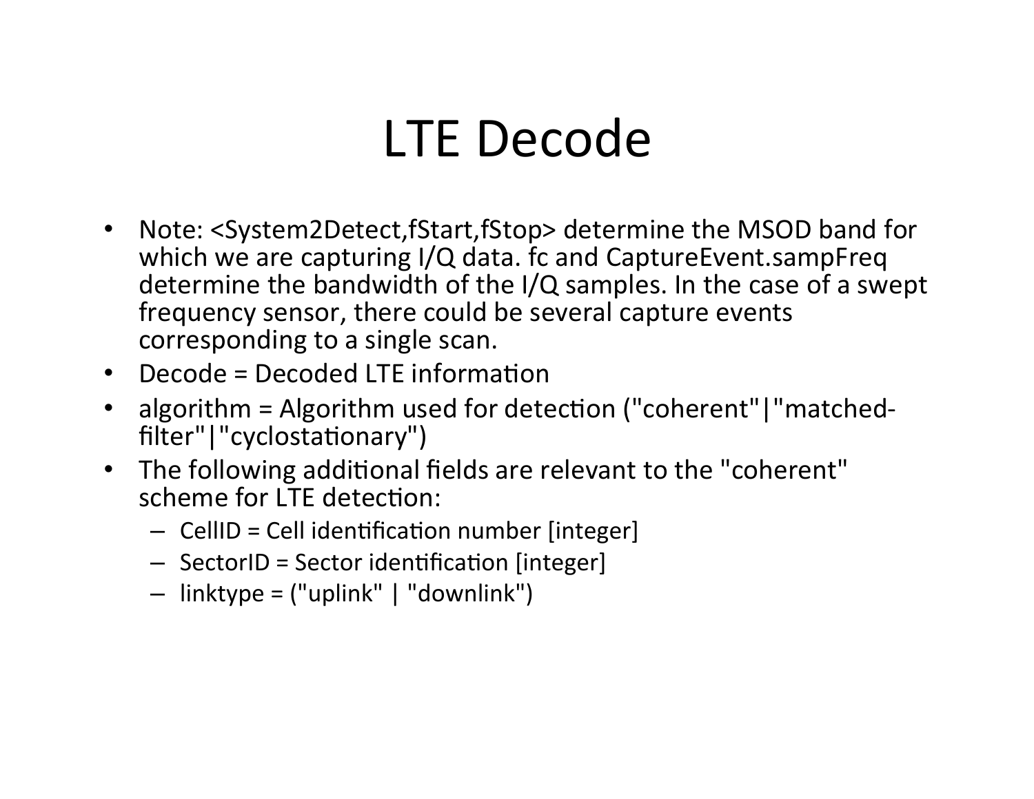# LTE Decode

- Note: <System2Detect,fStart,fStop> determine the MSOD band for which we are capturing I/Q data. fc and CaptureEvent.sampFreq determine the bandwidth of the I/Q samples. In the case of a swept frequency sensor, there could be several capture events corresponding to a single scan.
- Decode = Decoded LTE information
- algorithm = Algorithm used for detection ("coherent"|"matched-filter"|"cyclostationary")
- The following additional fields are relevant to the "coherent" scheme for LTE detection:
  - CellID = Cell identification number [integer]
  - SectorID = Sector identification [integer]
  - linktype = ("uplink" | "downlink")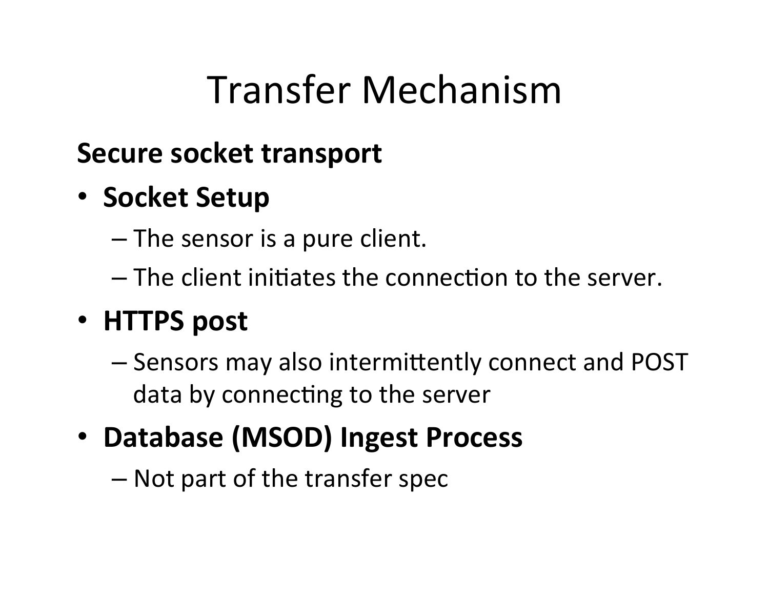# Transfer Mechanism

**Secure socket transport**

- **Socket Setup**
  - The sensor is a pure client.
  - The client initiates the connection to the server.
- **HTTPS post**
  - Sensors may also intermittently connect and POST data by connecting to the server
- **Database (MSOD) Ingest Process**
  - Not part of the transfer spec